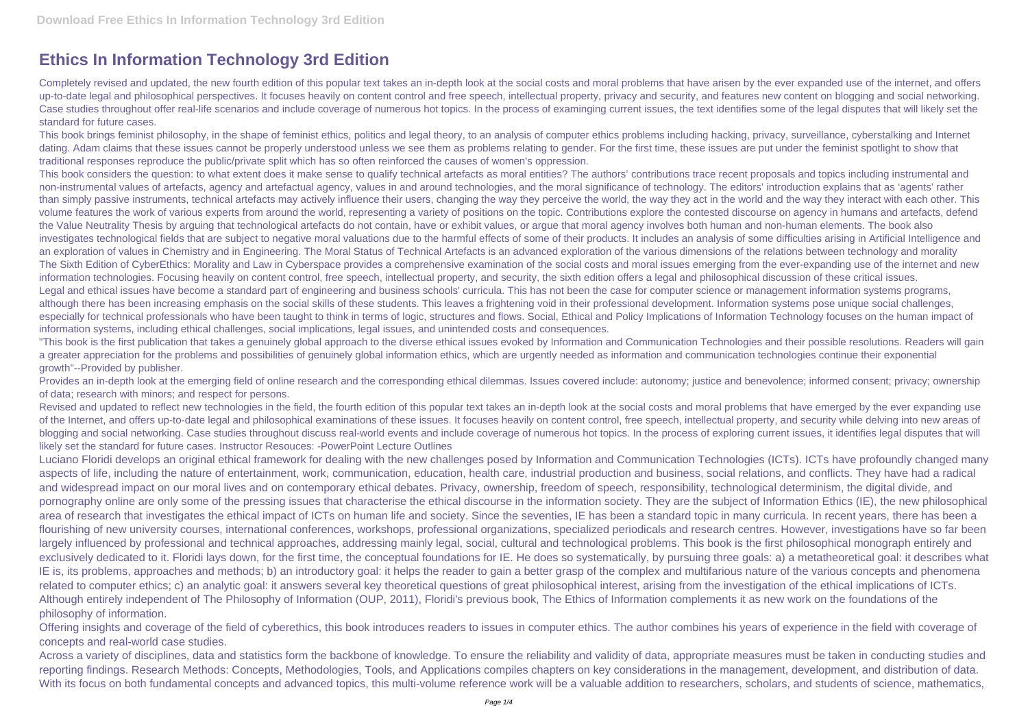# Ethics In Information Technology 3rd Edition

Completely revised and updated, the new fourth edition of this popular text takes an in-depth look at the social costs and moral problems that have arisen by the ever expanded use of the internet, and offers up-to-date legal and philosophical perspectives. It focuses heavily on content control and free speech, intellectual property, privacy and security, and features new content on blogging and social networking. Case studies throughout offer real-life scenarios and include coverage of numerous hot topics. In the process of examinging current issues, the text identifies some of the legal disputes that will likely set the standard for future cases.

This book brings feminist philosophy, in the shape of feminist ethics, politics and legal theory, to an analysis of computer ethics problems including hacking, privacy, surveillance, cyberstalking and Internet dating. Adam claims that these issues cannot be properly understood unless we see them as problems relating to gender. For the first time, these issues are put under the feminist spotlight to show that traditional responses reproduce the public/private split which has so often reinforced the causes of women's oppression.

This book considers the question: to what extent does it make sense to qualify technical artefacts as moral entities? The authors' contributions trace recent proposals and topics including instrumental and non-instrumental values of artefacts, agency and artefactual agency, values in and around technologies, and the moral significance of technology. The editors' introduction explains that as 'agents' rather than simply passive instruments, technical artefacts may actively influence their users, changing the way they perceive the world, the way they act in the world and the way they interact with each other. This volume features the work of various experts from around the world, representing a variety of positions on the topic. Contributions explore the contested discourse on agency in humans and artefacts, defend the Value Neutrality Thesis by arguing that technological artefacts do not contain, have or exhibit values, or argue that moral agency involves both human and non-human elements. The book also investigates technological fields that are subject to negative moral valuations due to the harmful effects of some of their products. It includes an analysis of some difficulties arising in Artificial Intelligence and an exploration of values in Chemistry and in Engineering. The Moral Status of Technical Artefacts is an advanced exploration of the various dimensions of the relations between technology and morality

The Sixth Edition of CyberEthics: Morality and Law in Cyberspace provides a comprehensive examination of the social costs and moral issues emerging from the ever-expanding use of the internet and new information technologies. Focusing heavily on content control, free speech, intellectual property, and security, the sixth edition offers a legal and philosophical discussion of these critical issues.

Legal and ethical issues have become a standard part of engineering and business schools' curricula. This has not been the case for computer science or management information systems programs, although there has been increasing emphasis on the social skills of these students. This leaves a frightening void in their professional development. Information systems pose unique social challenges, especially for technical professionals who have been taught to think in terms of logic, structures and flows. Social, Ethical and Policy Implications of Information Technology focuses on the human impact of information systems, including ethical challenges, social implications, legal issues, and unintended costs and consequences.

"This book is the first publication that takes a genuinely global approach to the diverse ethical issues evoked by Information and Communication Technologies and their possible resolutions. Readers will gain a greater appreciation for the problems and possibilities of genuinely global information ethics, which are urgently needed as information and communication technologies continue their exponential growth"--Provided by publisher.

Provides an in-depth look at the emerging field of online research and the corresponding ethical dilemmas. Issues covered include: autonomy; justice and benevolence; informed consent; privacy; ownership of data; research with minors; and respect for persons.

Revised and updated to reflect new technologies in the field, the fourth edition of this popular text takes an in-depth look at the social costs and moral problems that have emerged by the ever expanding use of the Internet, and offers up-to-date legal and philosophical examinations of these issues. It focuses heavily on content control, free speech, intellectual property, and security while delving into new areas of blogging and social networking. Case studies throughout discuss real-world events and include coverage of numerous hot topics. In the process of exploring current issues, it identifies legal disputes that will likely set the standard for future cases. Instructor Resouces: -PowerPoint Lecture Outlines

Luciano Floridi develops an original ethical framework for dealing with the new challenges posed by Information and Communication Technologies (ICTs). ICTs have profoundly changed many aspects of life, including the nature of entertainment, work, communication, education, health care, industrial production and business, social relations, and conflicts. They have had a radical and widespread impact on our moral lives and on contemporary ethical debates. Privacy, ownership, freedom of speech, responsibility, technological determinism, the digital divide, and pornography online are only some of the pressing issues that characterise the ethical discourse in the information society. They are the subject of Information Ethics (IE), the new philosophical area of research that investigates the ethical impact of ICTs on human life and society. Since the seventies, IE has been a standard topic in many curricula. In recent years, there has been a flourishing of new university courses, international conferences, workshops, professional organizations, specialized periodicals and research centres. However, investigations have so far been largely influenced by professional and technical approaches, addressing mainly legal, social, cultural and technological problems. This book is the first philosophical monograph entirely and exclusively dedicated to it. Floridi lays down, for the first time, the conceptual foundations for IE. He does so systematically, by pursuing three goals: a) a metatheoretical goal: it describes what IE is, its problems, approaches and methods; b) an introductory goal: it helps the reader to gain a better grasp of the complex and multifarious nature of the various concepts and phenomena related to computer ethics; c) an analytic goal: it answers several key theoretical questions of great philosophical interest, arising from the investigation of the ethical implications of ICTs. Although entirely independent of The Philosophy of Information (OUP, 2011), Floridi's previous book, The Ethics of Information complements it as new work on the foundations of the philosophy of information.

Offering insights and coverage of the field of cyberethics, this book introduces readers to issues in computer ethics. The author combines his years of experience in the field with coverage of concepts and real-world case studies.

Across a variety of disciplines, data and statistics form the backbone of knowledge. To ensure the reliability and validity of data, appropriate measures must be taken in conducting studies and reporting findings. Research Methods: Concepts, Methodologies, Tools, and Applications compiles chapters on key considerations in the management, development, and distribution of data. With its focus on both fundamental concepts and advanced topics, this multi-volume reference work will be a valuable addition to researchers, scholars, and students of science, mathematics,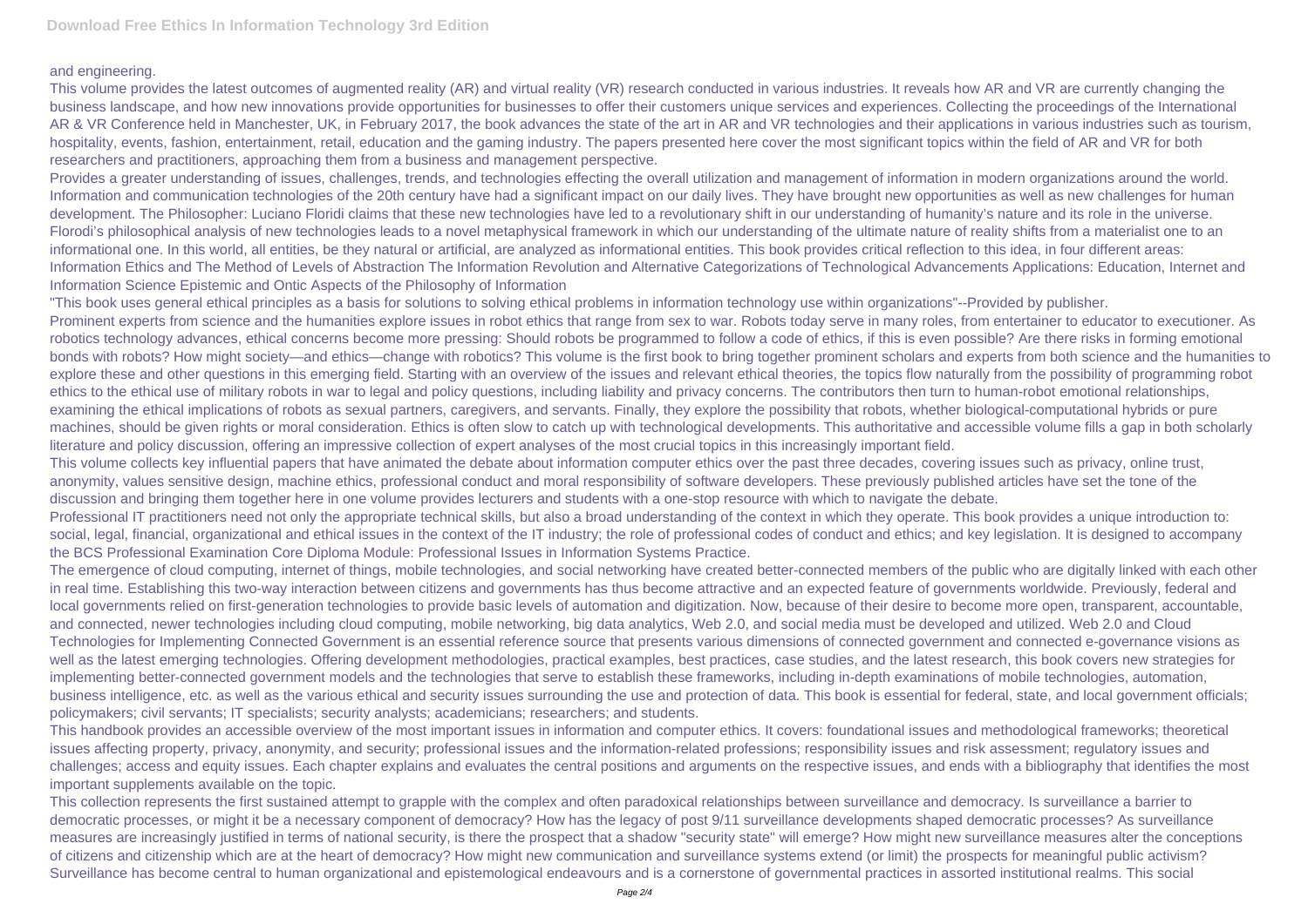and engineering.

This volume provides the latest outcomes of augmented reality (AR) and virtual reality (VR) research conducted in various industries. It reveals how AR and VR are currently changing the business landscape, and how new innovations provide opportunities for businesses to offer their customers unique services and experiences. Collecting the proceedings of the International AR & VR Conference held in Manchester, UK, in February 2017, the book advances the state of the art in AR and VR technologies and their applications in various industries such as tourism, hospitality, events, fashion, entertainment, retail, education and the gaming industry. The papers presented here cover the most significant topics within the field of AR and VR for both researchers and practitioners, approaching them from a business and management perspective.

Provides a greater understanding of issues, challenges, trends, and technologies effecting the overall utilization and management of information in modern organizations around the world. Information and communication technologies of the 20th century have had a significant impact on our daily lives. They have brought new opportunities as well as new challenges for human development. The Philosopher: Luciano Floridi claims that these new technologies have led to a revolutionary shift in our understanding of humanity's nature and its role in the universe. Florodi's philosophical analysis of new technologies leads to a novel metaphysical framework in which our understanding of the ultimate nature of reality shifts from a materialist one to an informational one. In this world, all entities, be they natural or artificial, are analyzed as informational entities. This book provides critical reflection to this idea, in four different areas: Information Ethics and The Method of Levels of Abstraction The Information Revolution and Alternative Categorizations of Technological Advancements Applications: Education, Internet and Information Science Epistemic and Ontic Aspects of the Philosophy of Information

"This book uses general ethical principles as a basis for solutions to solving ethical problems in information technology use within organizations"--Provided by publisher.

Prominent experts from science and the humanities explore issues in robot ethics that range from sex to war. Robots today serve in many roles, from entertainer to educator to executioner. As robotics technology advances, ethical concerns become more pressing: Should robots be programmed to follow a code of ethics, if this is even possible? Are there risks in forming emotional bonds with robots? How might society—and ethics—change with robotics? This volume is the first book to bring together prominent scholars and experts from both science and the humanities to explore these and other questions in this emerging field. Starting with an overview of the issues and relevant ethical theories, the topics flow naturally from the possibility of programming robot ethics to the ethical use of military robots in war to legal and policy questions, including liability and privacy concerns. The contributors then turn to human-robot emotional relationships, examining the ethical implications of robots as sexual partners, caregivers, and servants. Finally, they explore the possibility that robots, whether biological-computational hybrids or pure machines, should be given rights or moral consideration. Ethics is often slow to catch up with technological developments. This authoritative and accessible volume fills a gap in both scholarly literature and policy discussion, offering an impressive collection of expert analyses of the most crucial topics in this increasingly important field.

This volume collects key influential papers that have animated the debate about information computer ethics over the past three decades, covering issues such as privacy, online trust, anonymity, values sensitive design, machine ethics, professional conduct and moral responsibility of software developers. These previously published articles have set the tone of the discussion and bringing them together here in one volume provides lecturers and students with a one-stop resource with which to navigate the debate.

Professional IT practitioners need not only the appropriate technical skills, but also a broad understanding of the context in which they operate. This book provides a unique introduction to: social, legal, financial, organizational and ethical issues in the context of the IT industry; the role of professional codes of conduct and ethics; and key legislation. It is designed to accompany the BCS Professional Examination Core Diploma Module: Professional Issues in Information Systems Practice.

The emergence of cloud computing, internet of things, mobile technologies, and social networking have created better-connected members of the public who are digitally linked with each other in real time. Establishing this two-way interaction between citizens and governments has thus become attractive and an expected feature of governments worldwide. Previously, federal and local governments relied on first-generation technologies to provide basic levels of automation and digitization. Now, because of their desire to become more open, transparent, accountable, and connected, newer technologies including cloud computing, mobile networking, big data analytics, Web 2.0, and social media must be developed and utilized. Web 2.0 and Cloud Technologies for Implementing Connected Government is an essential reference source that presents various dimensions of connected government and connected e-governance visions as well as the latest emerging technologies. Offering development methodologies, practical examples, best practices, case studies, and the latest research, this book covers new strategies for implementing better-connected government models and the technologies that serve to establish these frameworks, including in-depth examinations of mobile technologies, automation, business intelligence, etc. as well as the various ethical and security issues surrounding the use and protection of data. This book is essential for federal, state, and local government officials; policymakers; civil servants; IT specialists; security analysts; academicians; researchers; and students.

This handbook provides an accessible overview of the most important issues in information and computer ethics. It covers: foundational issues and methodological frameworks; theoretical issues affecting property, privacy, anonymity, and security; professional issues and the information-related professions; responsibility issues and risk assessment; regulatory issues and challenges; access and equity issues. Each chapter explains and evaluates the central positions and arguments on the respective issues, and ends with a bibliography that identifies the most important supplements available on the topic.

This collection represents the first sustained attempt to grapple with the complex and often paradoxical relationships between surveillance and democracy. Is surveillance a barrier to democratic processes, or might it be a necessary component of democracy? How has the legacy of post 9/11 surveillance developments shaped democratic processes? As surveillance measures are increasingly justified in terms of national security, is there the prospect that a shadow "security state" will emerge? How might new surveillance measures alter the conceptions of citizens and citizenship which are at the heart of democracy? How might new communication and surveillance systems extend (or limit) the prospects for meaningful public activism? Surveillance has become central to human organizational and epistemological endeavours and is a cornerstone of governmental practices in assorted institutional realms. This social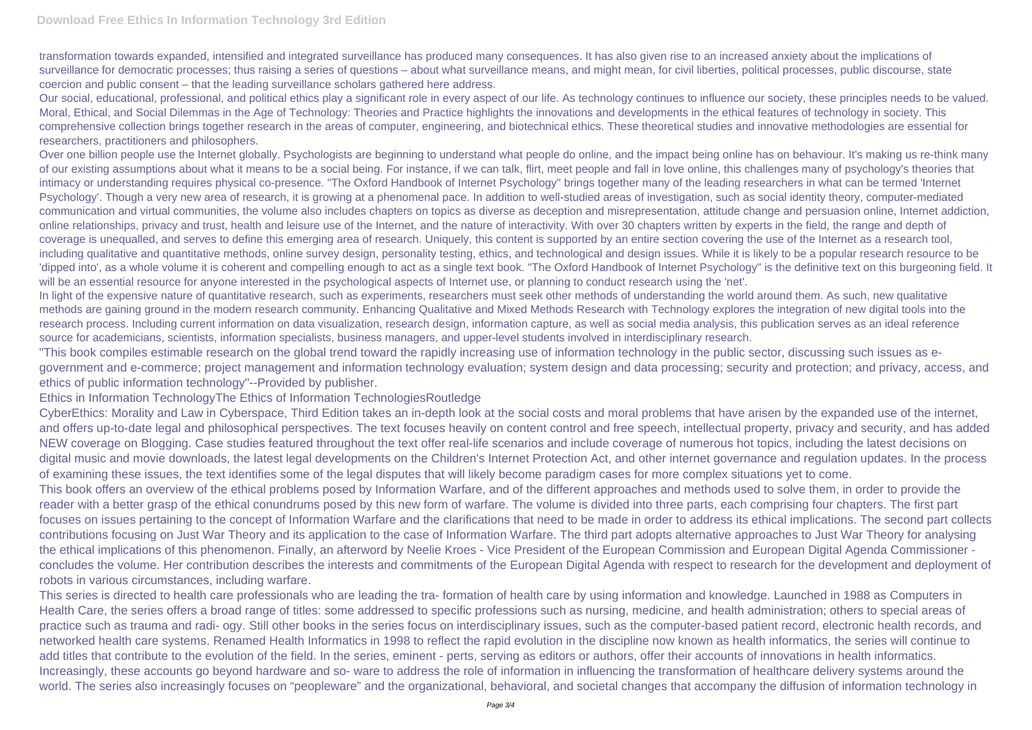transformation towards expanded, intensified and integrated surveillance has produced many consequences. It has also given rise to an increased anxiety about the implications of surveillance for democratic processes; thus raising a series of questions – about what surveillance means, and might mean, for civil liberties, political processes, public discourse, state coercion and public consent – that the leading surveillance scholars gathered here address.

Our social, educational, professional, and political ethics play a significant role in every aspect of our life. As technology continues to influence our society, these principles needs to be valued. Moral, Ethical, and Social Dilemmas in the Age of Technology: Theories and Practice highlights the innovations and developments in the ethical features of technology in society. This comprehensive collection brings together research in the areas of computer, engineering, and biotechnical ethics. These theoretical studies and innovative methodologies are essential for researchers, practitioners and philosophers.

Over one billion people use the Internet globally. Psychologists are beginning to understand what people do online, and the impact being online has on behaviour. It's making us re-think many of our existing assumptions about what it means to be a social being. For instance, if we can talk, flirt, meet people and fall in love online, this challenges many of psychology's theories that intimacy or understanding requires physical co-presence. "The Oxford Handbook of Internet Psychology" brings together many of the leading researchers in what can be termed 'Internet Psychology'. Though a very new area of research, it is growing at a phenomenal pace. In addition to well-studied areas of investigation, such as social identity theory, computer-mediated communication and virtual communities, the volume also includes chapters on topics as diverse as deception and misrepresentation, attitude change and persuasion online, Internet addiction, online relationships, privacy and trust, health and leisure use of the Internet, and the nature of interactivity. With over 30 chapters written by experts in the field, the range and depth of coverage is unequalled, and serves to define this emerging area of research. Uniquely, this content is supported by an entire section covering the use of the Internet as a research tool, including qualitative and quantitative methods, online survey design, personality testing, ethics, and technological and design issues. While it is likely to be a popular research resource to be 'dipped into', as a whole volume it is coherent and compelling enough to act as a single text book. "The Oxford Handbook of Internet Psychology" is the definitive text on this burgeoning field. It will be an essential resource for anyone interested in the psychological aspects of Internet use, or planning to conduct research using the 'net'.

In light of the expensive nature of quantitative research, such as experiments, researchers must seek other methods of understanding the world around them. As such, new qualitative methods are gaining ground in the modern research community. Enhancing Qualitative and Mixed Methods Research with Technology explores the integration of new digital tools into the research process. Including current information on data visualization, research design, information capture, as well as social media analysis, this publication serves as an ideal reference source for academicians, scientists, information specialists, business managers, and upper-level students involved in interdisciplinary research.

"This book compiles estimable research on the global trend toward the rapidly increasing use of information technology in the public sector, discussing such issues as e-government and e-commerce; project management and information technology evaluation; system design and data processing; security and protection; and privacy, access, and ethics of public information technology"--Provided by publisher.

Ethics in Information TechnologyThe Ethics of Information TechnologiesRoutledge

CyberEthics: Morality and Law in Cyberspace, Third Edition takes an in-depth look at the social costs and moral problems that have arisen by the expanded use of the internet, and offers up-to-date legal and philosophical perspectives. The text focuses heavily on content control and free speech, intellectual property, privacy and security, and has added NEW coverage on Blogging. Case studies featured throughout the text offer real-life scenarios and include coverage of numerous hot topics, including the latest decisions on digital music and movie downloads, the latest legal developments on the Children's Internet Protection Act, and other internet governance and regulation updates. In the process of examining these issues, the text identifies some of the legal disputes that will likely become paradigm cases for more complex situations yet to come.

This book offers an overview of the ethical problems posed by Information Warfare, and of the different approaches and methods used to solve them, in order to provide the reader with a better grasp of the ethical conundrums posed by this new form of warfare. The volume is divided into three parts, each comprising four chapters. The first part focuses on issues pertaining to the concept of Information Warfare and the clarifications that need to be made in order to address its ethical implications. The second part collects contributions focusing on Just War Theory and its application to the case of Information Warfare. The third part adopts alternative approaches to Just War Theory for analysing the ethical implications of this phenomenon. Finally, an afterword by Neelie Kroes - Vice President of the European Commission and European Digital Agenda Commissioner - concludes the volume. Her contribution describes the interests and commitments of the European Digital Agenda with respect to research for the development and deployment of robots in various circumstances, including warfare.

This series is directed to health care professionals who are leading the tra- formation of health care by using information and knowledge. Launched in 1988 as Computers in Health Care, the series offers a broad range of titles: some addressed to specific professions such as nursing, medicine, and health administration; others to special areas of practice such as trauma and radi- ogy. Still other books in the series focus on interdisciplinary issues, such as the computer-based patient record, electronic health records, and networked health care systems. Renamed Health Informatics in 1998 to reflect the rapid evolution in the discipline now known as health informatics, the series will continue to add titles that contribute to the evolution of the field. In the series, eminent - perts, serving as editors or authors, offer their accounts of innovations in health informatics. Increasingly, these accounts go beyond hardware and so- ware to address the role of information in influencing the transformation of healthcare delivery systems around the world. The series also increasingly focuses on "peopleware" and the organizational, behavioral, and societal changes that accompany the diffusion of information technology in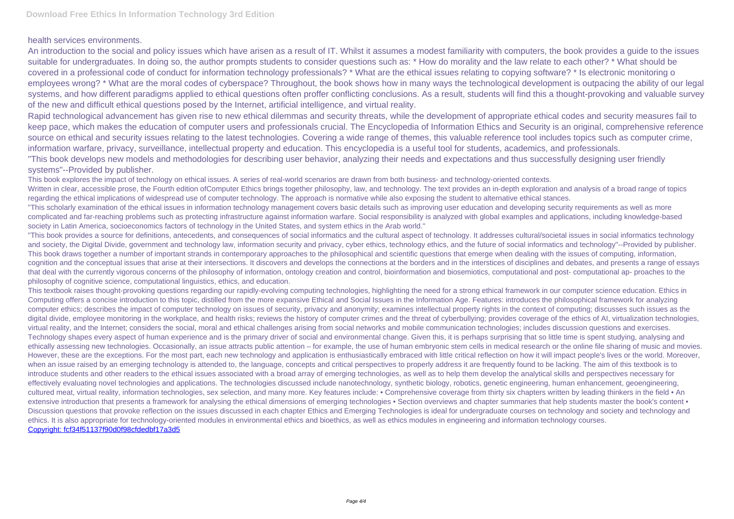health services environments.

An introduction to the social and policy issues which have arisen as a result of IT. Whilst it assumes a modest familiarity with computers, the book provides a guide to the issues suitable for undergraduates. In doing so, the author prompts students to consider questions such as: * How do morality and the law relate to each other? * What should be covered in a professional code of conduct for information technology professionals? * What are the ethical issues relating to copying software? * Is electronic monitoring o employees wrong? * What are the moral codes of cyberspace? Throughout, the book shows how in many ways the technological development is outpacing the ability of our legal systems, and how different paradigms applied to ethical questions often proffer conflicting conclusions. As a result, students will find this a thought-provoking and valuable survey of the new and difficult ethical questions posed by the Internet, artificial intelligence, and virtual reality.

Rapid technological advancement has given rise to new ethical dilemmas and security threats, while the development of appropriate ethical codes and security measures fail to keep pace, which makes the education of computer users and professionals crucial. The Encyclopedia of Information Ethics and Security is an original, comprehensive reference source on ethical and security issues relating to the latest technologies. Covering a wide range of themes, this valuable reference tool includes topics such as computer crime, information warfare, privacy, surveillance, intellectual property and education. This encyclopedia is a useful tool for students, academics, and professionals.

"This book develops new models and methodologies for describing user behavior, analyzing their needs and expectations and thus successfully designing user friendly systems"--Provided by publisher.

This book explores the impact of technology on ethical issues. A series of real-world scenarios are drawn from both business- and technology-oriented contexts.

Written in clear, accessible prose, the Fourth edition ofComputer Ethics brings together philosophy, law, and technology. The text provides an in-depth exploration and analysis of a broad range of topics regarding the ethical implications of widespread use of computer technology. The approach is normative while also exposing the student to alternative ethical stances.

"This scholarly examination of the ethical issues in information technology management covers basic details such as improving user education and developing security requirements as well as more complicated and far-reaching problems such as protecting infrastructure against information warfare. Social responsibility is analyzed with global examples and applications, including knowledge-based society in Latin America, socioeconomics factors of technology in the United States, and system ethics in the Arab world."

"This book provides a source for definitions, antecedents, and consequences of social informatics and the cultural aspect of technology. It addresses cultural/societal issues in social informatics technology and society, the Digital Divide, government and technology law, information security and privacy, cyber ethics, technology ethics, and the future of social informatics and technology"--Provided by publisher.

This book draws together a number of important strands in contemporary approaches to the philosophical and scientific questions that emerge when dealing with the issues of computing, information, cognition and the conceptual issues that arise at their intersections. It discovers and develops the connections at the borders and in the interstices of disciplines and debates, and presents a range of essays that deal with the currently vigorous concerns of the philosophy of information, ontology creation and control, bioinformation and biosemiotics, computational and post- computational ap- proaches to the philosophy of cognitive science, computational linguistics, ethics, and education.

This textbook raises thought-provoking questions regarding our rapidly-evolving computing technologies, highlighting the need for a strong ethical framework in our computer science education. Ethics in Computing offers a concise introduction to this topic, distilled from the more expansive Ethical and Social Issues in the Information Age. Features: introduces the philosophical framework for analyzing computer ethics; describes the impact of computer technology on issues of security, privacy and anonymity; examines intellectual property rights in the context of computing; discusses such issues as the digital divide, employee monitoring in the workplace, and health risks; reviews the history of computer crimes and the threat of cyberbullying; provides coverage of the ethics of AI, virtualization technologies, virtual reality, and the Internet; considers the social, moral and ethical challenges arising from social networks and mobile communication technologies; includes discussion questions and exercises.

Technology shapes every aspect of human experience and is the primary driver of social and environmental change. Given this, it is perhaps surprising that so little time is spent studying, analysing and ethically assessing new technologies. Occasionally, an issue attracts public attention – for example, the use of human embryonic stem cells in medical research or the online file sharing of music and movies. However, these are the exceptions. For the most part, each new technology and application is enthusiastically embraced with little critical reflection on how it will impact people's lives or the world. Moreover, when an issue raised by an emerging technology is attended to, the language, concepts and critical perspectives to properly address it are frequently found to be lacking. The aim of this textbook is to introduce students and other readers to the ethical issues associated with a broad array of emerging technologies, as well as to help them develop the analytical skills and perspectives necessary for effectively evaluating novel technologies and applications. The technologies discussed include nanotechnology, synthetic biology, robotics, genetic engineering, human enhancement, geoengineering, cultured meat, virtual reality, information technologies, sex selection, and many more. Key features include: • Comprehensive coverage from thirty six chapters written by leading thinkers in the field • An extensive introduction that presents a framework for analysing the ethical dimensions of emerging technologies • Section overviews and chapter summaries that help students master the book's content • Discussion questions that provoke reflection on the issues discussed in each chapter Ethics and Emerging Technologies is ideal for undergraduate courses on technology and society and technology and ethics. It is also appropriate for technology-oriented modules in environmental ethics and bioethics, as well as ethics modules in engineering and information technology courses.

Copyright: fcf34f51137f90d0f98cfdedbf17a3d5